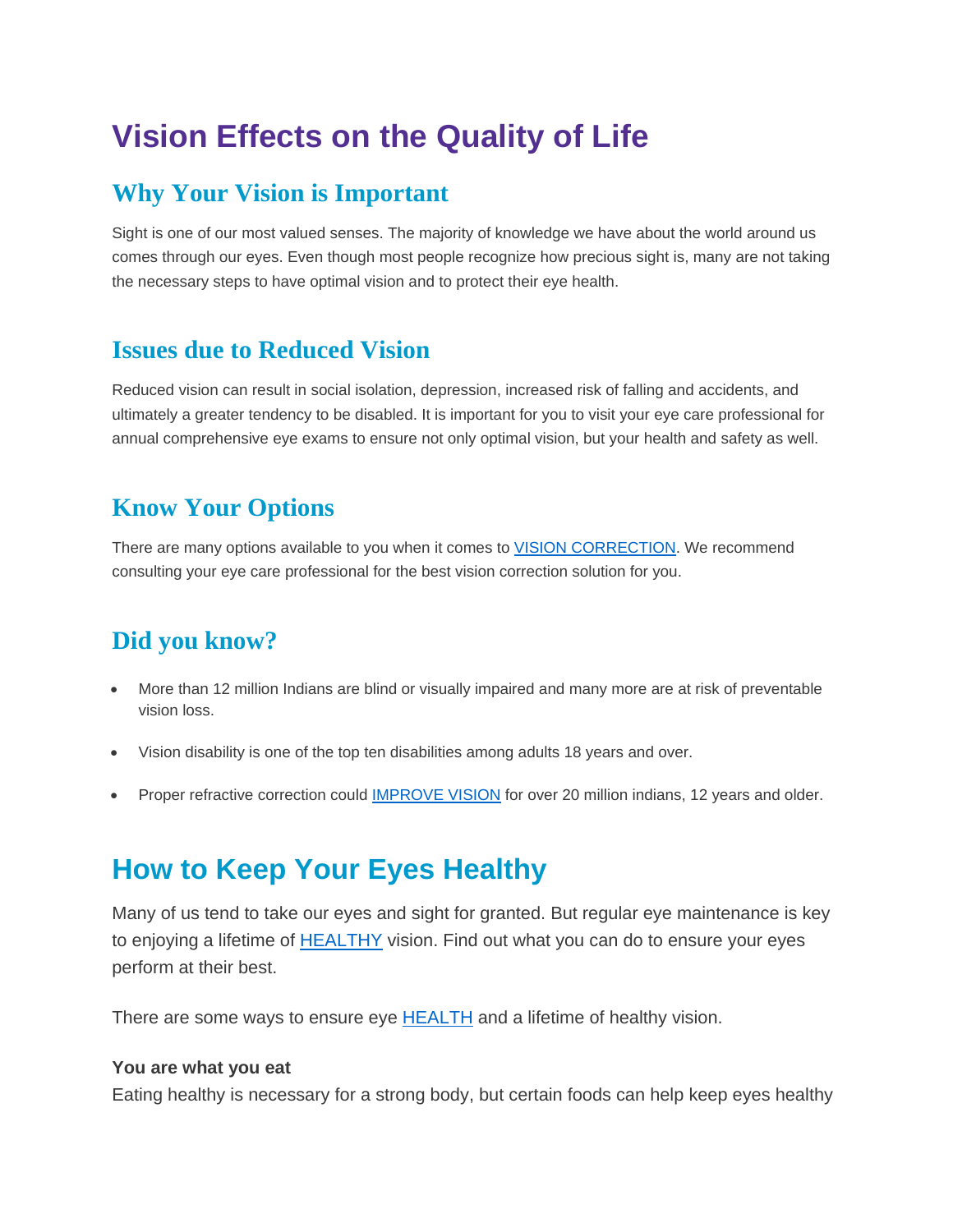# Vision Effects on the Quality of Life

## Why Your Vision is Important

Sight is one of our most valued senses. The majority of knowledge we have about the world around us comes through our eyes. Even though most people recognize how precious sight is, many are not taking the necessary steps to have optimal vision and to protect their eye health.

## Issues due to Reduced Vision

Reduced vision can result in social isolation, depression, increased risk of falling and accidents, and ultimately a greater tendency to be disabled. It is important for you to visit your eye care professional for annual comprehensive eye exams to ensure not only optimal vision, but your health and safety as well.

## Know Your Options

There are many options available to you when it comes to VISION CORRECTION. We recommend consulting your eye care professional for the best vision correction solution for you.

## Did you know?

- More than 12 million Indians are blind or visually impaired and many more are at risk of preventable vision loss.
- Vision disability is one of the top ten disabilities among adults 18 years and over.
- Proper refractive correction could IMPROVE VISION for over 20 million indians, 12 years and older.

# How to Keep Your Eyes Healthy

Many of us tend to take our eyes and sight for granted. But regular eye maintenance is key to enjoying a lifetime of HEALTHY vision. Find out what you can do to ensure your eyes perform at their best.

There are some ways to ensure eye HEALTH and a lifetime of healthy vision.

**You are what you eat**
Eating healthy is necessary for a strong body, but certain foods can help keep eyes healthy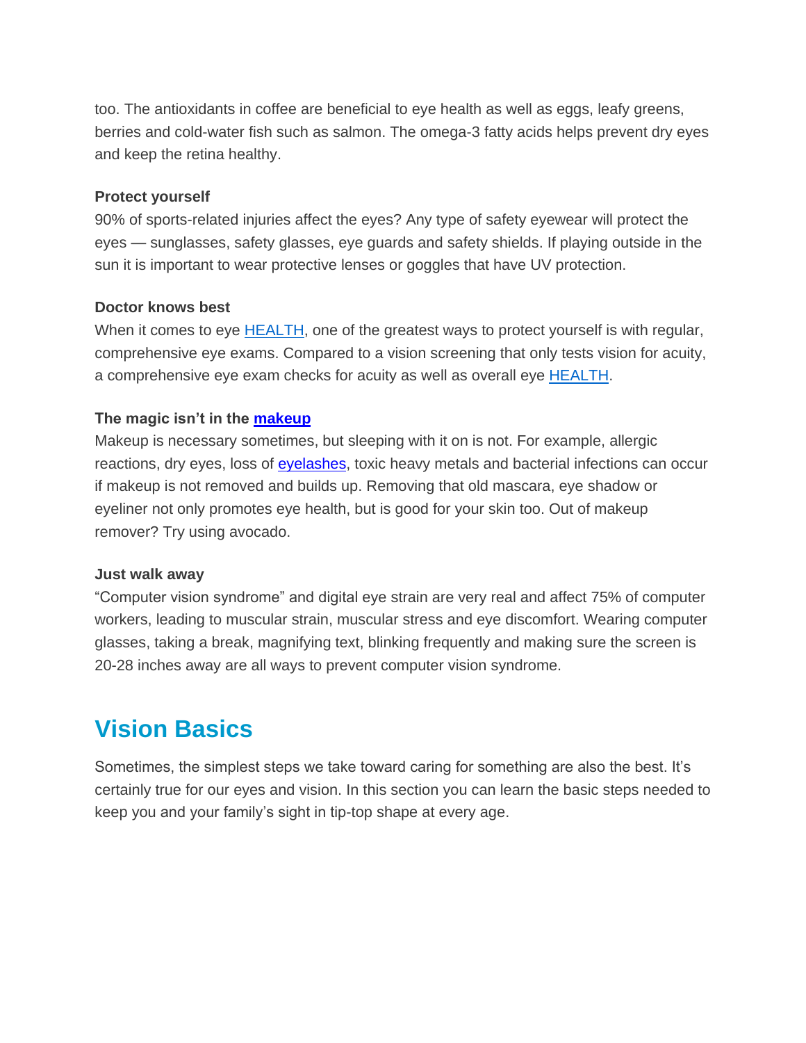too. The antioxidants in coffee are beneficial to eye health as well as eggs, leafy greens, berries and cold-water fish such as salmon. The omega-3 fatty acids helps prevent dry eyes and keep the retina healthy.

**Protect yourself**
90% of sports-related injuries affect the eyes? Any type of safety eyewear will protect the eyes — sunglasses, safety glasses, eye guards and safety shields. If playing outside in the sun it is important to wear protective lenses or goggles that have UV protection.

**Doctor knows best**
When it comes to eye HEALTH, one of the greatest ways to protect yourself is with regular, comprehensive eye exams. Compared to a vision screening that only tests vision for acuity, a comprehensive eye exam checks for acuity as well as overall eye HEALTH.

**The magic isn't in the makeup**
Makeup is necessary sometimes, but sleeping with it on is not. For example, allergic reactions, dry eyes, loss of eyelashes, toxic heavy metals and bacterial infections can occur if makeup is not removed and builds up. Removing that old mascara, eye shadow or eyeliner not only promotes eye health, but is good for your skin too. Out of makeup remover? Try using avocado.

**Just walk away**
"Computer vision syndrome" and digital eye strain are very real and affect 75% of computer workers, leading to muscular strain, muscular stress and eye discomfort. Wearing computer glasses, taking a break, magnifying text, blinking frequently and making sure the screen is 20-28 inches away are all ways to prevent computer vision syndrome.

## Vision Basics

Sometimes, the simplest steps we take toward caring for something are also the best. It's certainly true for our eyes and vision. In this section you can learn the basic steps needed to keep you and your family's sight in tip-top shape at every age.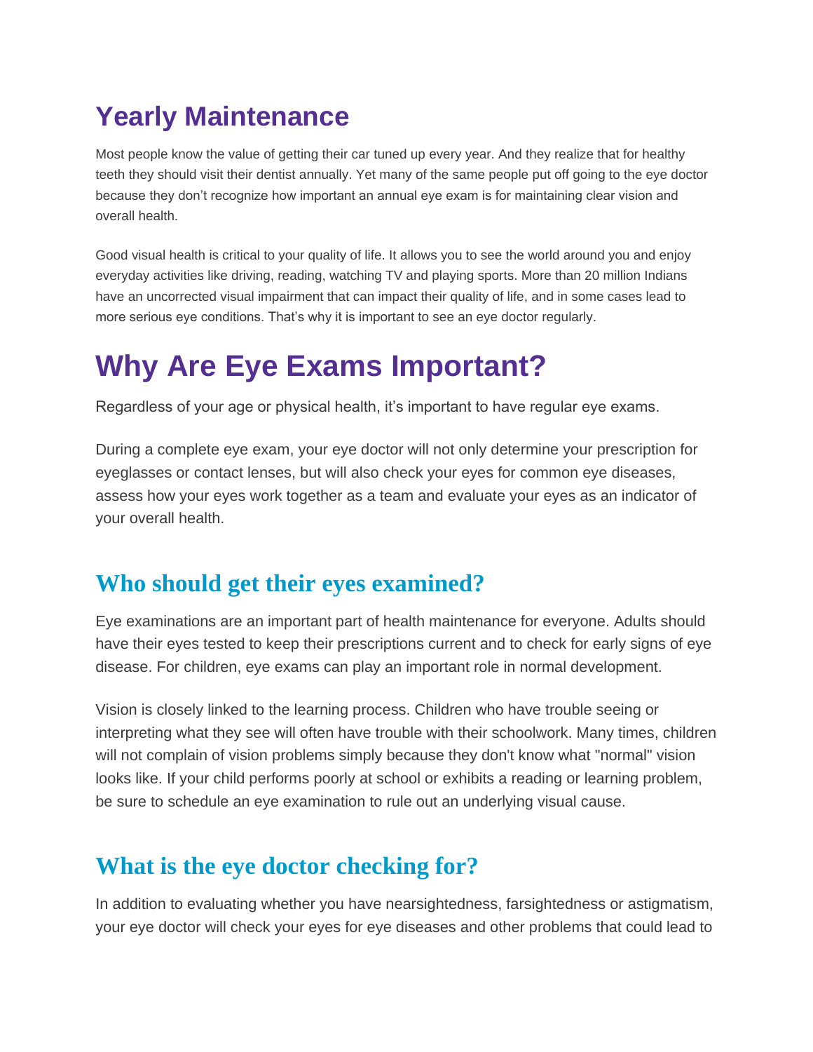## Yearly Maintenance

Most people know the value of getting their car tuned up every year. And they realize that for healthy teeth they should visit their dentist annually. Yet many of the same people put off going to the eye doctor because they don't recognize how important an annual eye exam is for maintaining clear vision and overall health.

Good visual health is critical to your quality of life. It allows you to see the world around you and enjoy everyday activities like driving, reading, watching TV and playing sports. More than 20 million Indians have an uncorrected visual impairment that can impact their quality of life, and in some cases lead to more serious eye conditions. That's why it is important to see an eye doctor regularly.

# Why Are Eye Exams Important?

Regardless of your age or physical health, it's important to have regular eye exams.

During a complete eye exam, your eye doctor will not only determine your prescription for eyeglasses or contact lenses, but will also check your eyes for common eye diseases, assess how your eyes work together as a team and evaluate your eyes as an indicator of your overall health.

### Who should get their eyes examined?

Eye examinations are an important part of health maintenance for everyone. Adults should have their eyes tested to keep their prescriptions current and to check for early signs of eye disease. For children, eye exams can play an important role in normal development.

Vision is closely linked to the learning process. Children who have trouble seeing or interpreting what they see will often have trouble with their schoolwork. Many times, children will not complain of vision problems simply because they don't know what "normal" vision looks like. If your child performs poorly at school or exhibits a reading or learning problem, be sure to schedule an eye examination to rule out an underlying visual cause.

### What is the eye doctor checking for?

In addition to evaluating whether you have nearsightedness, farsightedness or astigmatism, your eye doctor will check your eyes for eye diseases and other problems that could lead to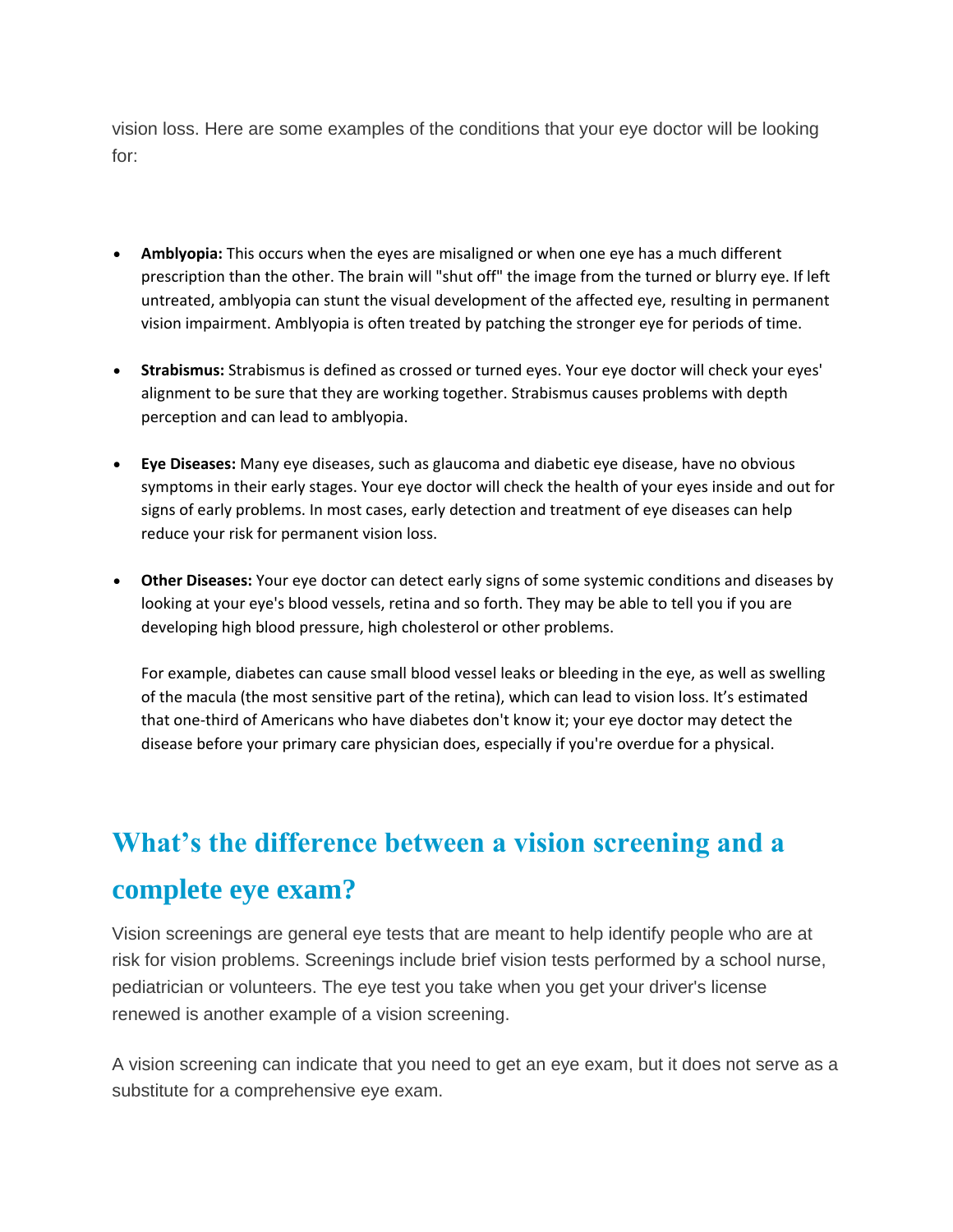vision loss. Here are some examples of the conditions that your eye doctor will be looking for:

- **Amblyopia:** This occurs when the eyes are misaligned or when one eye has a much different prescription than the other. The brain will "shut off" the image from the turned or blurry eye. If left untreated, amblyopia can stunt the visual development of the affected eye, resulting in permanent vision impairment. Amblyopia is often treated by patching the stronger eye for periods of time.

- **Strabismus:** Strabismus is defined as crossed or turned eyes. Your eye doctor will check your eyes' alignment to be sure that they are working together. Strabismus causes problems with depth perception and can lead to amblyopia.

- **Eye Diseases:** Many eye diseases, such as glaucoma and diabetic eye disease, have no obvious symptoms in their early stages. Your eye doctor will check the health of your eyes inside and out for signs of early problems. In most cases, early detection and treatment of eye diseases can help reduce your risk for permanent vision loss.

- **Other Diseases:** Your eye doctor can detect early signs of some systemic conditions and diseases by looking at your eye's blood vessels, retina and so forth. They may be able to tell you if you are developing high blood pressure, high cholesterol or other problems.

  For example, diabetes can cause small blood vessel leaks or bleeding in the eye, as well as swelling of the macula (the most sensitive part of the retina), which can lead to vision loss. It's estimated that one-third of Americans who have diabetes don't know it; your eye doctor may detect the disease before your primary care physician does, especially if you're overdue for a physical.

## What's the difference between a vision screening and a complete eye exam?

Vision screenings are general eye tests that are meant to help identify people who are at risk for vision problems. Screenings include brief vision tests performed by a school nurse, pediatrician or volunteers. The eye test you take when you get your driver's license renewed is another example of a vision screening.

A vision screening can indicate that you need to get an eye exam, but it does not serve as a substitute for a comprehensive eye exam.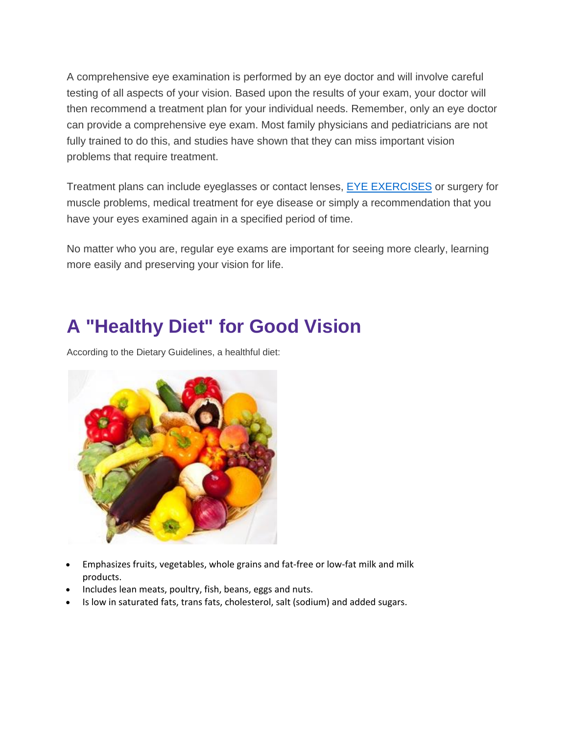A comprehensive eye examination is performed by an eye doctor and will involve careful testing of all aspects of your vision. Based upon the results of your exam, your doctor will then recommend a treatment plan for your individual needs. Remember, only an eye doctor can provide a comprehensive eye exam. Most family physicians and pediatricians are not fully trained to do this, and studies have shown that they can miss important vision problems that require treatment.

Treatment plans can include eyeglasses or contact lenses, EYE EXERCISES or surgery for muscle problems, medical treatment for eye disease or simply a recommendation that you have your eyes examined again in a specified period of time.

No matter who you are, regular eye exams are important for seeing more clearly, learning more easily and preserving your vision for life.

## A "Healthy Diet" for Good Vision

According to the Dietary Guidelines, a healthful diet:

- Emphasizes fruits, vegetables, whole grains and fat-free or low-fat milk and milk products.
- Includes lean meats, poultry, fish, beans, eggs and nuts.
- Is low in saturated fats, trans fats, cholesterol, salt (sodium) and added sugars.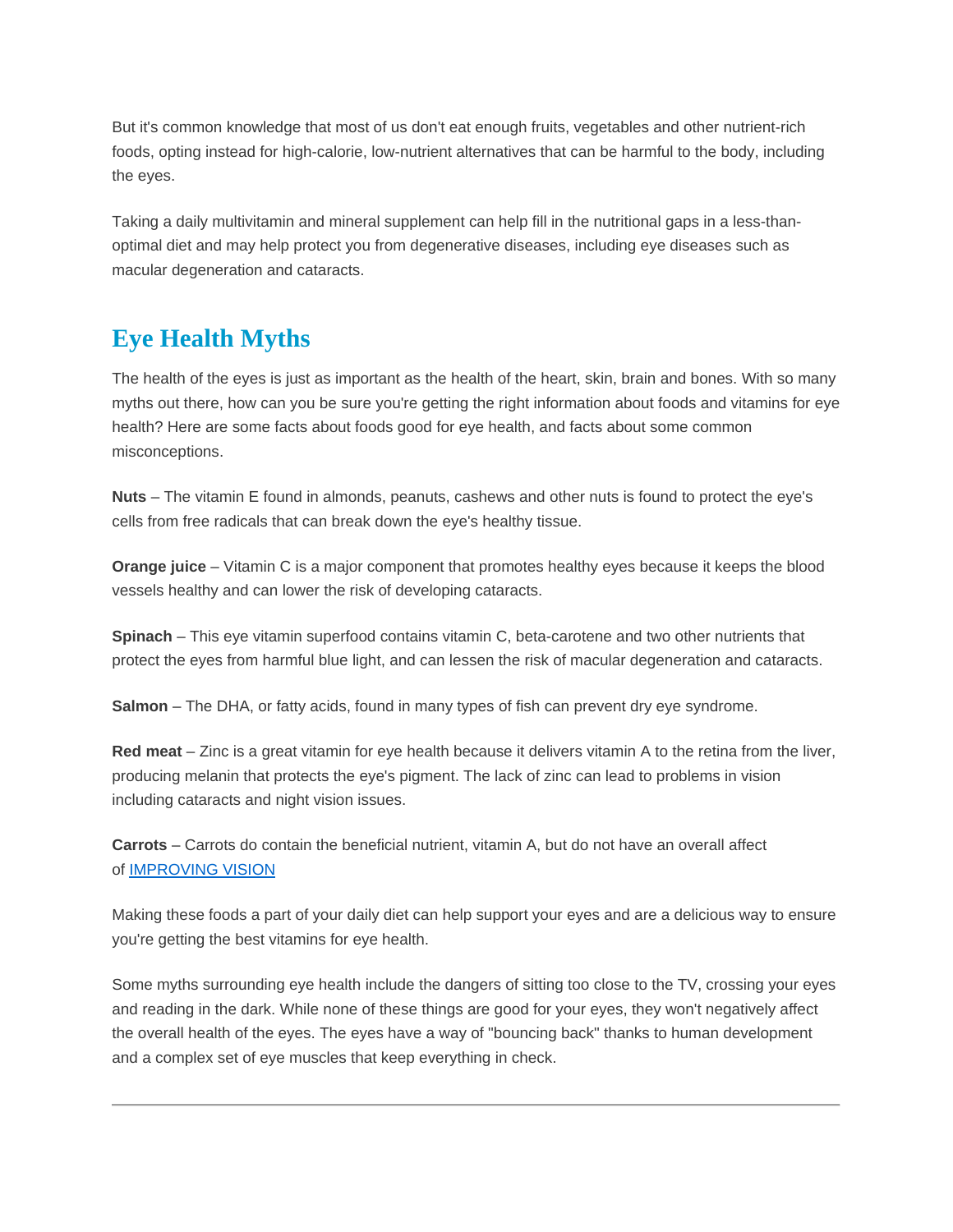But it's common knowledge that most of us don't eat enough fruits, vegetables and other nutrient-rich foods, opting instead for high-calorie, low-nutrient alternatives that can be harmful to the body, including the eyes.

Taking a daily multivitamin and mineral supplement can help fill in the nutritional gaps in a less-than-optimal diet and may help protect you from degenerative diseases, including eye diseases such as macular degeneration and cataracts.

## Eye Health Myths

The health of the eyes is just as important as the health of the heart, skin, brain and bones. With so many myths out there, how can you be sure you're getting the right information about foods and vitamins for eye health? Here are some facts about foods good for eye health, and facts about some common misconceptions.

**Nuts** – The vitamin E found in almonds, peanuts, cashews and other nuts is found to protect the eye's cells from free radicals that can break down the eye's healthy tissue.

**Orange juice** – Vitamin C is a major component that promotes healthy eyes because it keeps the blood vessels healthy and can lower the risk of developing cataracts.

**Spinach** – This eye vitamin superfood contains vitamin C, beta-carotene and two other nutrients that protect the eyes from harmful blue light, and can lessen the risk of macular degeneration and cataracts.

**Salmon** – The DHA, or fatty acids, found in many types of fish can prevent dry eye syndrome.

**Red meat** – Zinc is a great vitamin for eye health because it delivers vitamin A to the retina from the liver, producing melanin that protects the eye's pigment. The lack of zinc can lead to problems in vision including cataracts and night vision issues.

**Carrots** – Carrots do contain the beneficial nutrient, vitamin A, but do not have an overall affect of IMPROVING VISION

Making these foods a part of your daily diet can help support your eyes and are a delicious way to ensure you're getting the best vitamins for eye health.

Some myths surrounding eye health include the dangers of sitting too close to the TV, crossing your eyes and reading in the dark. While none of these things are good for your eyes, they won't negatively affect the overall health of the eyes. The eyes have a way of "bouncing back" thanks to human development and a complex set of eye muscles that keep everything in check.

---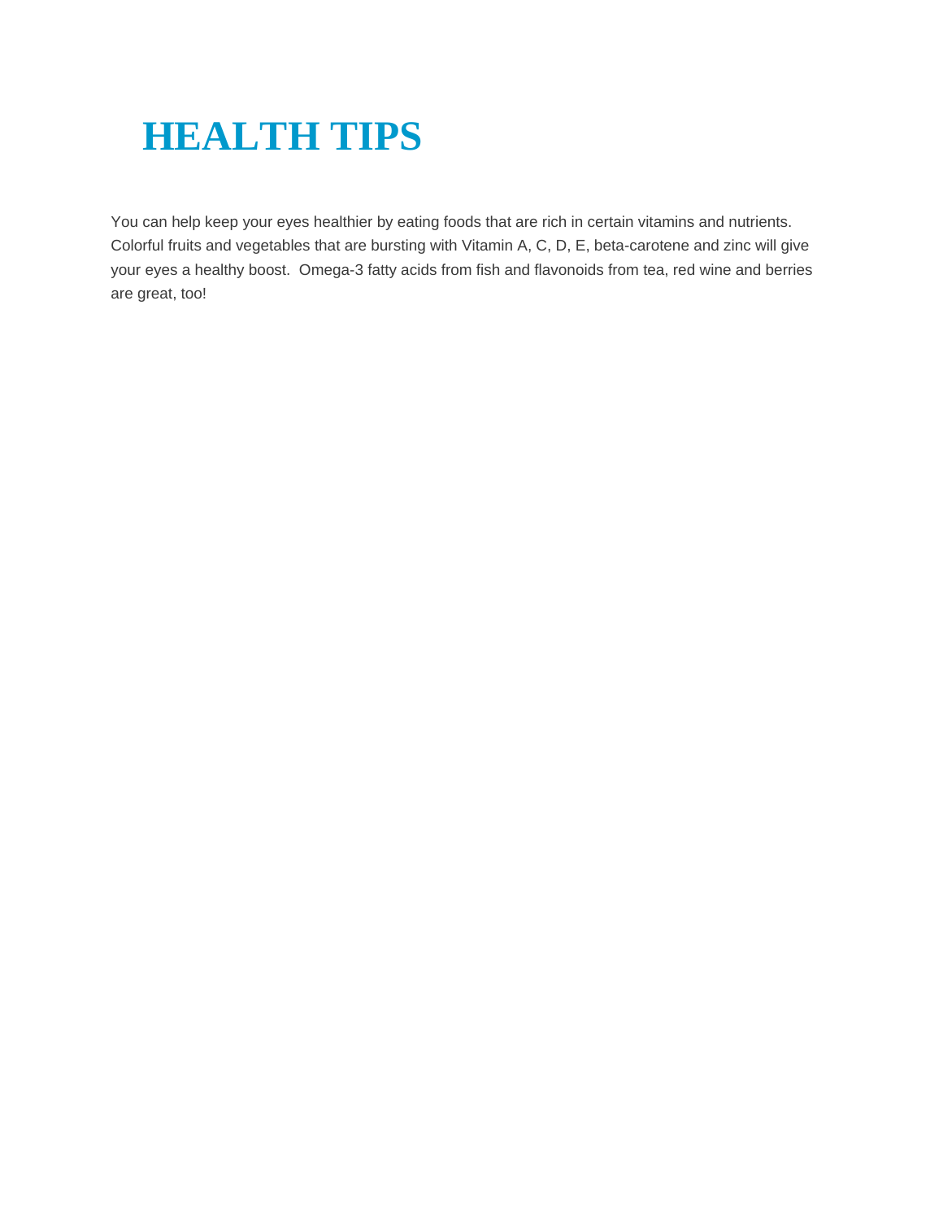# HEALTH TIPS

You can help keep your eyes healthier by eating foods that are rich in certain vitamins and nutrients. Colorful fruits and vegetables that are bursting with Vitamin A, C, D, E, beta-carotene and zinc will give your eyes a healthy boost. Omega-3 fatty acids from fish and flavonoids from tea, red wine and berries are great, too!